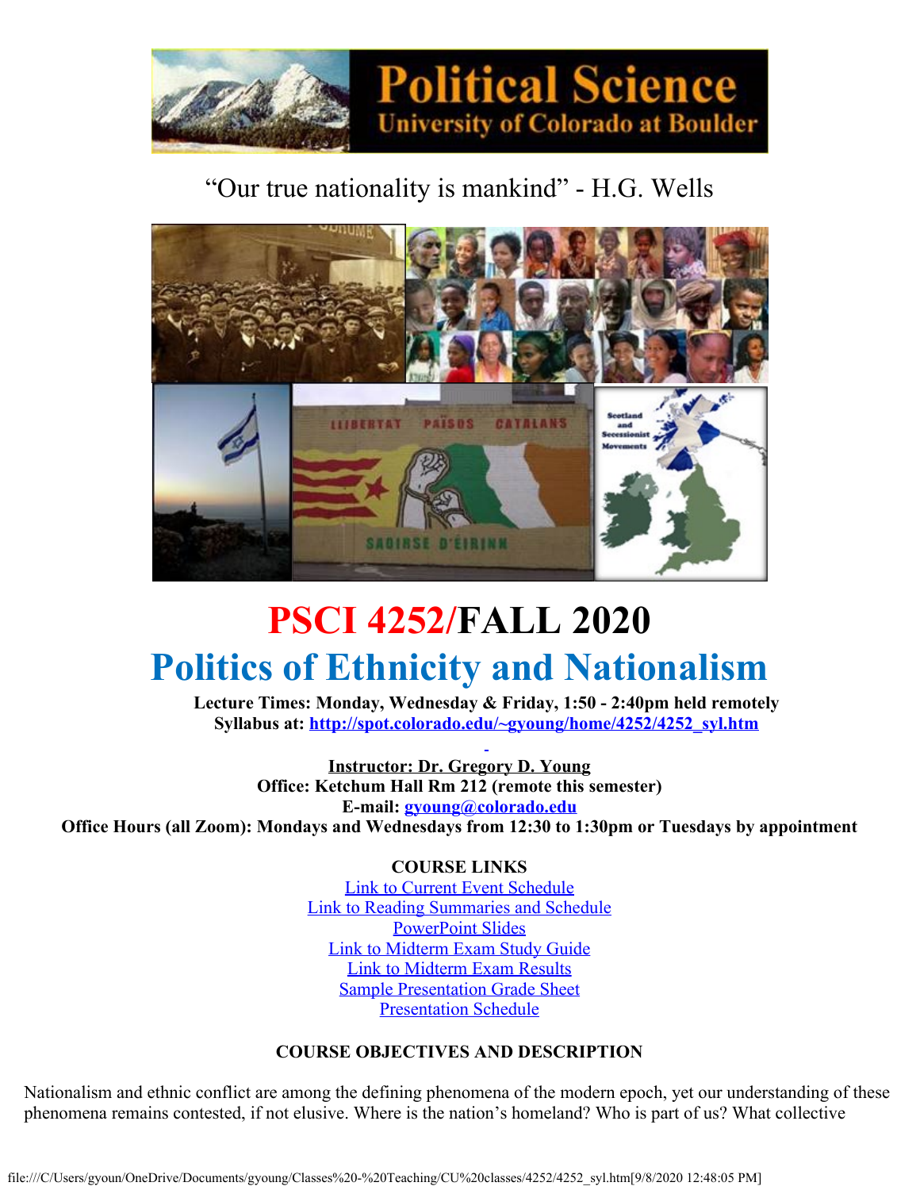“Our true nationality is mankind” - H.G. Wells

# PSCI 4252/FALL 2020

# Politics of Ethnicity and Nationalism

**Lecture Times: Monday, Wednesday & Friday, 1:50 - 2:40pm held remotely**
**Syllabus at: http://spot.colorado.edu/~gyoung/home/4252/4252_syl.htm**

**Instructor: Dr. Gregory D. Young**
**Office: Ketchum Hall Rm 212 (remote this semester)**
**E-mail: gyoung@colorado.edu**
**Office Hours (all Zoom): Mondays and Wednesdays from 12:30 to 1:30pm or Tuesdays by appointment**

**COURSE LINKS**

Link to Current Event Schedule
Link to Reading Summaries and Schedule
PowerPoint Slides
Link to Midterm Exam Study Guide
Link to Midterm Exam Results
Sample Presentation Grade Sheet
Presentation Schedule

**COURSE OBJECTIVES AND DESCRIPTION**

Nationalism and ethnic conflict are among the defining phenomena of the modern epoch, yet our understanding of these phenomena remains contested, if not elusive. Where is the nation’s homeland? Who is part of us? What collective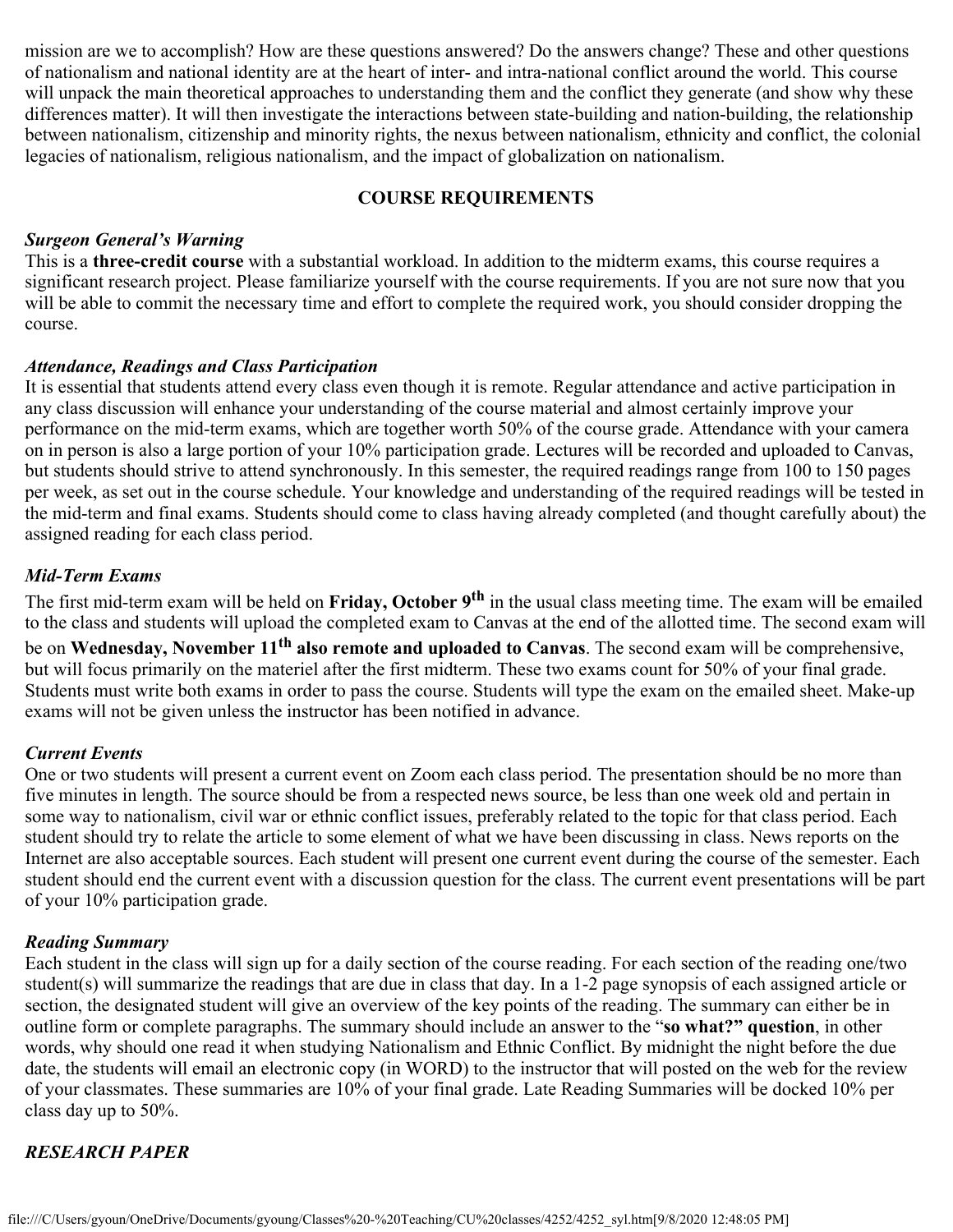mission are we to accomplish? How are these questions answered? Do the answers change? These and other questions of nationalism and national identity are at the heart of inter- and intra-national conflict around the world. This course will unpack the main theoretical approaches to understanding them and the conflict they generate (and show why these differences matter). It will then investigate the interactions between state-building and nation-building, the relationship between nationalism, citizenship and minority rights, the nexus between nationalism, ethnicity and conflict, the colonial legacies of nationalism, religious nationalism, and the impact of globalization on nationalism.

## COURSE REQUIREMENTS

### *Surgeon General's Warning*

This is a **three-credit course** with a substantial workload. In addition to the midterm exams, this course requires a significant research project. Please familiarize yourself with the course requirements. If you are not sure now that you will be able to commit the necessary time and effort to complete the required work, you should consider dropping the course.

### *Attendance, Readings and Class Participation*

It is essential that students attend every class even though it is remote. Regular attendance and active participation in any class discussion will enhance your understanding of the course material and almost certainly improve your performance on the mid-term exams, which are together worth 50% of the course grade. Attendance with your camera on in person is also a large portion of your 10% participation grade. Lectures will be recorded and uploaded to Canvas, but students should strive to attend synchronously. In this semester, the required readings range from 100 to 150 pages per week, as set out in the course schedule. Your knowledge and understanding of the required readings will be tested in the mid-term and final exams. Students should come to class having already completed (and thought carefully about) the assigned reading for each class period.

### *Mid-Term Exams*

The first mid-term exam will be held on **Friday, October 9th** in the usual class meeting time. The exam will be emailed to the class and students will upload the completed exam to Canvas at the end of the allotted time. The second exam will be on **Wednesday, November 11th also remote and uploaded to Canvas**. The second exam will be comprehensive, but will focus primarily on the materiel after the first midterm. These two exams count for 50% of your final grade. Students must write both exams in order to pass the course. Students will type the exam on the emailed sheet. Make-up exams will not be given unless the instructor has been notified in advance.

### *Current Events*

One or two students will present a current event on Zoom each class period. The presentation should be no more than five minutes in length. The source should be from a respected news source, be less than one week old and pertain in some way to nationalism, civil war or ethnic conflict issues, preferably related to the topic for that class period. Each student should try to relate the article to some element of what we have been discussing in class. News reports on the Internet are also acceptable sources. Each student will present one current event during the course of the semester. Each student should end the current event with a discussion question for the class. The current event presentations will be part of your 10% participation grade.

### *Reading Summary*

Each student in the class will sign up for a daily section of the course reading. For each section of the reading one/two student(s) will summarize the readings that are due in class that day. In a 1-2 page synopsis of each assigned article or section, the designated student will give an overview of the key points of the reading. The summary can either be in outline form or complete paragraphs. The summary should include an answer to the "**so what?" question**, in other words, why should one read it when studying Nationalism and Ethnic Conflict. By midnight the night before the due date, the students will email an electronic copy (in WORD) to the instructor that will posted on the web for the review of your classmates. These summaries are 10% of your final grade. Late Reading Summaries will be docked 10% per class day up to 50%.

### *RESEARCH PAPER*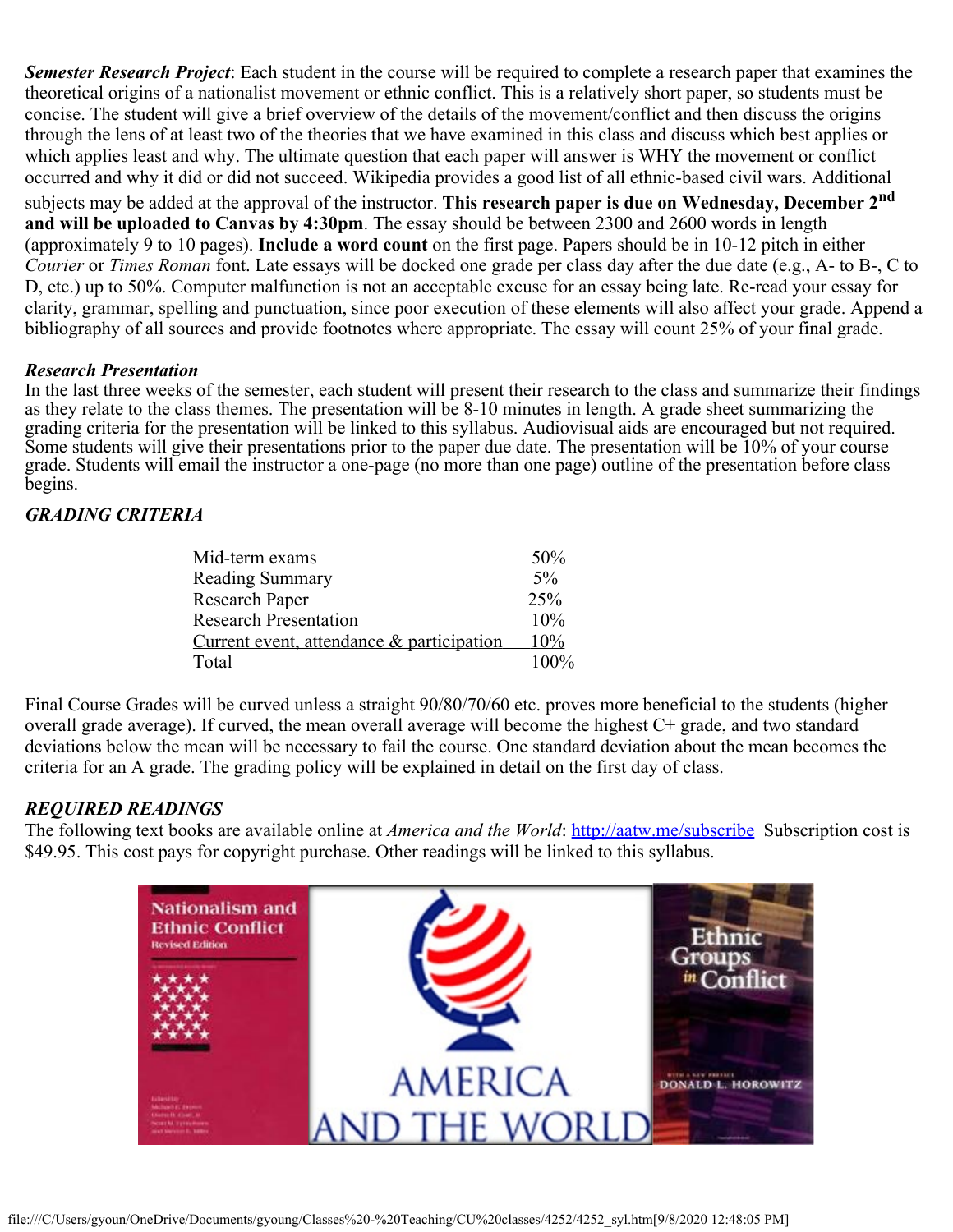***Semester Research Project***: Each student in the course will be required to complete a research paper that examines the theoretical origins of a nationalist movement or ethnic conflict. This is a relatively short paper, so students must be concise. The student will give a brief overview of the details of the movement/conflict and then discuss the origins through the lens of at least two of the theories that we have examined in this class and discuss which best applies or which applies least and why. The ultimate question that each paper will answer is WHY the movement or conflict occurred and why it did or did not succeed. Wikipedia provides a good list of all ethnic-based civil wars. Additional subjects may be added at the approval of the instructor. **This research paper is due on Wednesday, December 2nd and will be uploaded to Canvas by 4:30pm**. The essay should be between 2300 and 2600 words in length (approximately 9 to 10 pages). **Include a word count** on the first page. Papers should be in 10-12 pitch in either *Courier* or *Times Roman* font. Late essays will be docked one grade per class day after the due date (e.g., A- to B-, C to D, etc.) up to 50%. Computer malfunction is not an acceptable excuse for an essay being late. Re-read your essay for clarity, grammar, spelling and punctuation, since poor execution of these elements will also affect your grade. Append a bibliography of all sources and provide footnotes where appropriate. The essay will count 25% of your final grade.

***Research Presentation***

In the last three weeks of the semester, each student will present their research to the class and summarize their findings as they relate to the class themes. The presentation will be 8-10 minutes in length. A grade sheet summarizing the grading criteria for the presentation will be linked to this syllabus. Audiovisual aids are encouraged but not required. Some students will give their presentations prior to the paper due date. The presentation will be 10% of your course grade. Students will email the instructor a one-page (no more than one page) outline of the presentation before class begins.

***GRADING CRITERIA***

| | |
|---|---|
| Mid-term exams | 50% |
| Reading Summary | 5% |
| Research Paper | 25% |
| Research Presentation | 10% |
| Current event, attendance & participation | 10% |
| Total | 100% |

Final Course Grades will be curved unless a straight 90/80/70/60 etc. proves more beneficial to the students (higher overall grade average). If curved, the mean overall average will become the highest C+ grade, and two standard deviations below the mean will be necessary to fail the course. One standard deviation about the mean becomes the criteria for an A grade. The grading policy will be explained in detail on the first day of class.

***REQUIRED READINGS***

The following text books are available online at *America and the World*: http://aatw.me/subscribe Subscription cost is $49.95. This cost pays for copyright purchase. Other readings will be linked to this syllabus.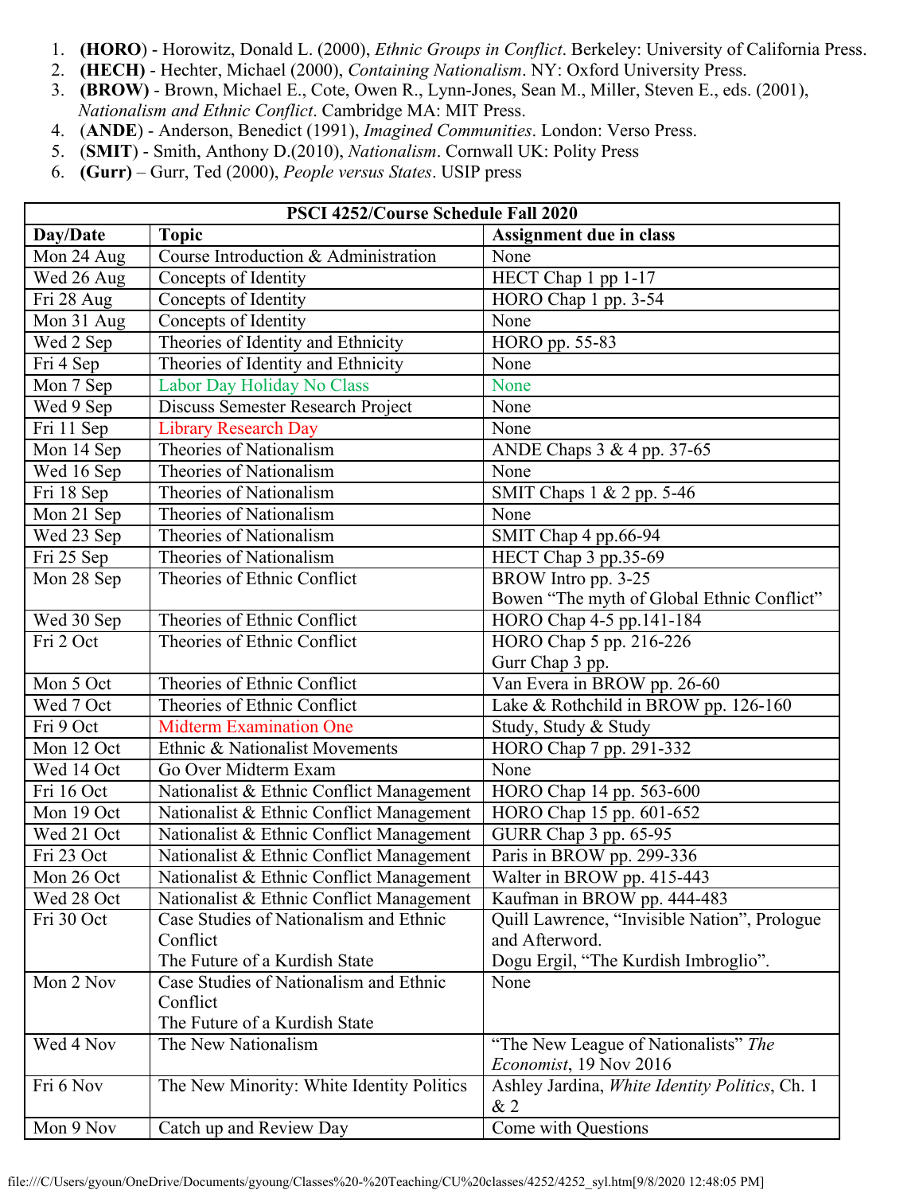1. **(HORO)** - Horowitz, Donald L. (2000), *Ethnic Groups in Conflict*. Berkeley: University of California Press.
2. **(HECH)** - Hechter, Michael (2000), *Containing Nationalism*. NY: Oxford University Press.
3. **(BROW)** - Brown, Michael E., Cote, Owen R., Lynn-Jones, Sean M., Miller, Steven E., eds. (2001), *Nationalism and Ethnic Conflict*. Cambridge MA: MIT Press.
4. (**ANDE**) - Anderson, Benedict (1991), *Imagined Communities*. London: Verso Press.
5. (**SMIT**) - Smith, Anthony D.(2010), *Nationalism*. Cornwall UK: Polity Press
6. **(Gurr)** – Gurr, Ted (2000), *People versus States*. USIP press

| **PSCI 4252/Course Schedule Fall 2020** | | |
|---|---|---|
| **Day/Date** | **Topic** | **Assignment due in class** |
| Mon 24 Aug | Course Introduction & Administration | None |
| Wed 26 Aug | Concepts of Identity | HECT Chap 1 pp 1-17 |
| Fri 28 Aug | Concepts of Identity | HORO Chap 1 pp. 3-54 |
| Mon 31 Aug | Concepts of Identity | None |
| Wed 2 Sep | Theories of Identity and Ethnicity | HORO pp. 55-83 |
| Fri 4 Sep | Theories of Identity and Ethnicity | None |
| Mon 7 Sep | Labor Day Holiday No Class | None |
| Wed 9 Sep | Discuss Semester Research Project | None |
| Fri 11 Sep | Library Research Day | None |
| Mon 14 Sep | Theories of Nationalism | ANDE Chaps 3 & 4 pp. 37-65 |
| Wed 16 Sep | Theories of Nationalism | None |
| Fri 18 Sep | Theories of Nationalism | SMIT Chaps 1 & 2 pp. 5-46 |
| Mon 21 Sep | Theories of Nationalism | None |
| Wed 23 Sep | Theories of Nationalism | SMIT Chap 4 pp.66-94 |
| Fri 25 Sep | Theories of Nationalism | HECT Chap 3 pp.35-69 |
| Mon 28 Sep | Theories of Ethnic Conflict | BROW Intro pp. 3-25<br>Bowen "The myth of Global Ethnic Conflict" |
| Wed 30 Sep | Theories of Ethnic Conflict | HORO Chap 4-5 pp.141-184 |
| Fri 2 Oct | Theories of Ethnic Conflict | HORO Chap 5 pp. 216-226<br>Gurr Chap 3 pp. |
| Mon 5 Oct | Theories of Ethnic Conflict | Van Evera in BROW pp. 26-60 |
| Wed 7 Oct | Theories of Ethnic Conflict | Lake & Rothchild in BROW pp. 126-160 |
| Fri 9 Oct | Midterm Examination One | Study, Study & Study |
| Mon 12 Oct | Ethnic & Nationalist Movements | HORO Chap 7 pp. 291-332 |
| Wed 14 Oct | Go Over Midterm Exam | None |
| Fri 16 Oct | Nationalist & Ethnic Conflict Management | HORO Chap 14 pp. 563-600 |
| Mon 19 Oct | Nationalist & Ethnic Conflict Management | HORO Chap 15 pp. 601-652 |
| Wed 21 Oct | Nationalist & Ethnic Conflict Management | GURR Chap 3 pp. 65-95 |
| Fri 23 Oct | Nationalist & Ethnic Conflict Management | Paris in BROW pp. 299-336 |
| Mon 26 Oct | Nationalist & Ethnic Conflict Management | Walter in BROW pp. 415-443 |
| Wed 28 Oct | Nationalist & Ethnic Conflict Management | Kaufman in BROW pp. 444-483 |
| Fri 30 Oct | Case Studies of Nationalism and Ethnic Conflict<br>The Future of a Kurdish State | Quill Lawrence, "Invisible Nation", Prologue and Afterword.<br>Dogu Ergil, "The Kurdish Imbroglio". |
| Mon 2 Nov | Case Studies of Nationalism and Ethnic Conflict<br>The Future of a Kurdish State | None |
| Wed 4 Nov | The New Nationalism | "The New League of Nationalists" *The Economist*, 19 Nov 2016 |
| Fri 6 Nov | The New Minority: White Identity Politics | Ashley Jardina, *White Identity Politics*, Ch. 1 & 2 |
| Mon 9 Nov | Catch up and Review Day | Come with Questions |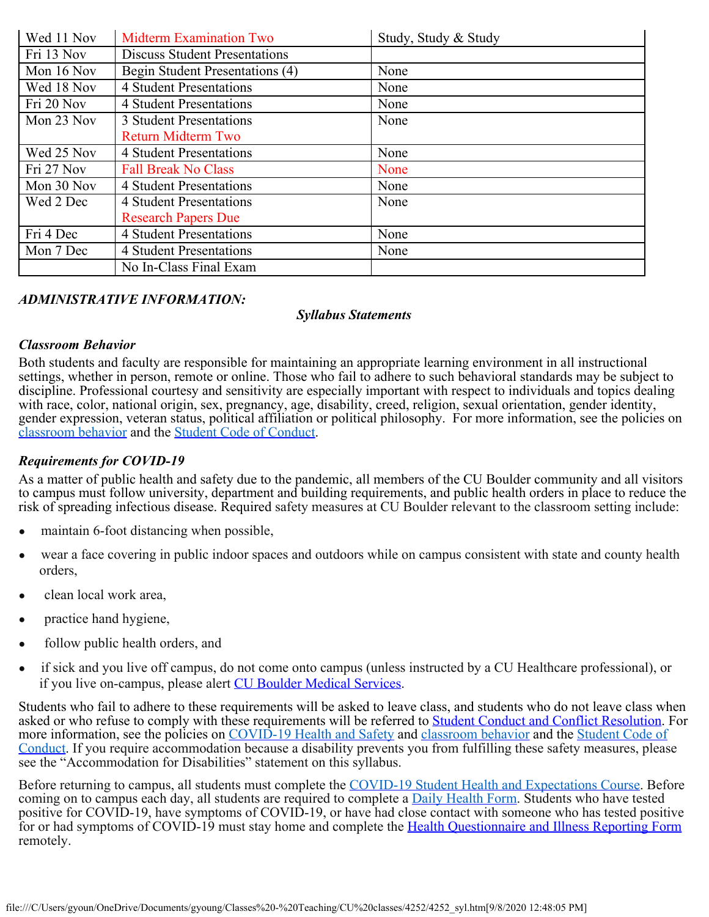| Wed 11 Nov | Midterm Examination Two | Study, Study & Study |
|---|---|---|
| Fri 13 Nov | Discuss Student Presentations | |
| Mon 16 Nov | Begin Student Presentations (4) | None |
| Wed 18 Nov | 4 Student Presentations | None |
| Fri 20 Nov | 4 Student Presentations | None |
| Mon 23 Nov | 3 Student Presentations<br>Return Midterm Two | None |
| Wed 25 Nov | 4 Student Presentations | None |
| Fri 27 Nov | Fall Break No Class | None |
| Mon 30 Nov | 4 Student Presentations | None |
| Wed 2 Dec | 4 Student Presentations<br>Research Papers Due | None |
| Fri 4 Dec | 4 Student Presentations | None |
| Mon 7 Dec | 4 Student Presentations | None |
| | No In-Class Final Exam | |

***ADMINISTRATIVE INFORMATION:***

***Syllabus Statements***

***Classroom Behavior***

Both students and faculty are responsible for maintaining an appropriate learning environment in all instructional settings, whether in person, remote or online. Those who fail to adhere to such behavioral standards may be subject to discipline. Professional courtesy and sensitivity are especially important with respect to individuals and topics dealing with race, color, national origin, sex, pregnancy, age, disability, creed, religion, sexual orientation, gender identity, gender expression, veteran status, political affiliation or political philosophy. For more information, see the policies on classroom behavior and the Student Code of Conduct.

***Requirements for COVID-19***

As a matter of public health and safety due to the pandemic, all members of the CU Boulder community and all visitors to campus must follow university, department and building requirements, and public health orders in place to reduce the risk of spreading infectious disease. Required safety measures at CU Boulder relevant to the classroom setting include:

- maintain 6-foot distancing when possible,
- wear a face covering in public indoor spaces and outdoors while on campus consistent with state and county health orders,
- clean local work area,
- practice hand hygiene,
- follow public health orders, and
- if sick and you live off campus, do not come onto campus (unless instructed by a CU Healthcare professional), or if you live on-campus, please alert CU Boulder Medical Services.

Students who fail to adhere to these requirements will be asked to leave class, and students who do not leave class when asked or who refuse to comply with these requirements will be referred to Student Conduct and Conflict Resolution. For more information, see the policies on COVID-19 Health and Safety and classroom behavior and the Student Code of Conduct. If you require accommodation because a disability prevents you from fulfilling these safety measures, please see the "Accommodation for Disabilities" statement on this syllabus.

Before returning to campus, all students must complete the COVID-19 Student Health and Expectations Course. Before coming on to campus each day, all students are required to complete a Daily Health Form. Students who have tested positive for COVID-19, have symptoms of COVID-19, or have had close contact with someone who has tested positive for or had symptoms of COVID-19 must stay home and complete the Health Questionnaire and Illness Reporting Form remotely.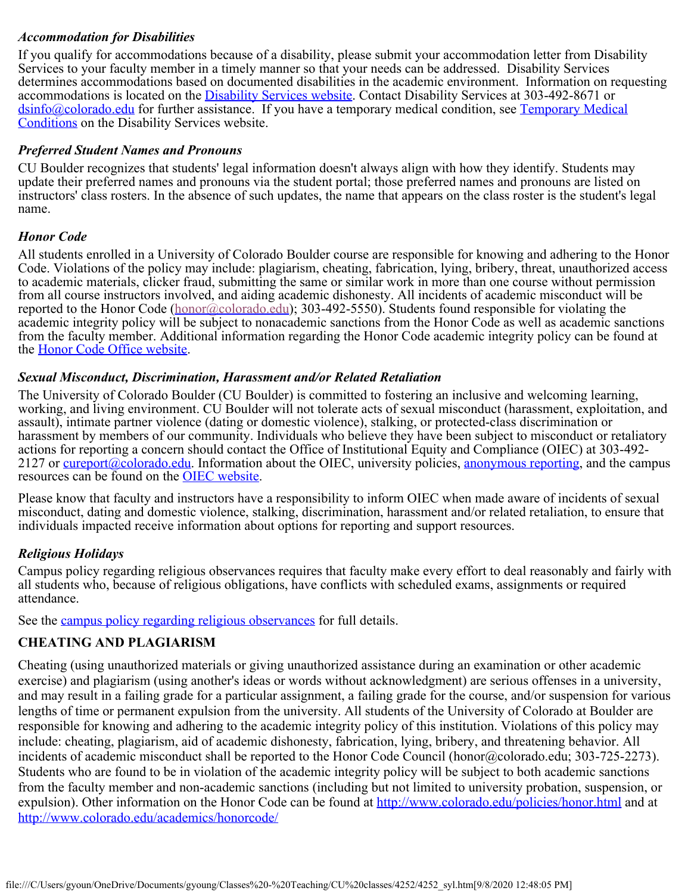### *Accommodation for Disabilities*

If you qualify for accommodations because of a disability, please submit your accommodation letter from Disability Services to your faculty member in a timely manner so that your needs can be addressed. Disability Services determines accommodations based on documented disabilities in the academic environment. Information on requesting accommodations is located on the [Disability Services website](). Contact Disability Services at 303-492-8671 or [dsinfo@colorado.edu]() for further assistance. If you have a temporary medical condition, see [Temporary Medical Conditions]() on the Disability Services website.

### *Preferred Student Names and Pronouns*

CU Boulder recognizes that students' legal information doesn't always align with how they identify. Students may update their preferred names and pronouns via the student portal; those preferred names and pronouns are listed on instructors' class rosters. In the absence of such updates, the name that appears on the class roster is the student's legal name.

### *Honor Code*

All students enrolled in a University of Colorado Boulder course are responsible for knowing and adhering to the Honor Code. Violations of the policy may include: plagiarism, cheating, fabrication, lying, bribery, threat, unauthorized access to academic materials, clicker fraud, submitting the same or similar work in more than one course without permission from all course instructors involved, and aiding academic dishonesty. All incidents of academic misconduct will be reported to the Honor Code ([honor@colorado.edu]()); 303-492-5550). Students found responsible for violating the academic integrity policy will be subject to nonacademic sanctions from the Honor Code as well as academic sanctions from the faculty member. Additional information regarding the Honor Code academic integrity policy can be found at the [Honor Code Office website]().

### *Sexual Misconduct, Discrimination, Harassment and/or Related Retaliation*

The University of Colorado Boulder (CU Boulder) is committed to fostering an inclusive and welcoming learning, working, and living environment. CU Boulder will not tolerate acts of sexual misconduct (harassment, exploitation, and assault), intimate partner violence (dating or domestic violence), stalking, or protected-class discrimination or harassment by members of our community. Individuals who believe they have been subject to misconduct or retaliatory actions for reporting a concern should contact the Office of Institutional Equity and Compliance (OIEC) at 303-492-2127 or [cureport@colorado.edu](). Information about the OIEC, university policies, [anonymous reporting](), and the campus resources can be found on the [OIEC website]().

Please know that faculty and instructors have a responsibility to inform OIEC when made aware of incidents of sexual misconduct, dating and domestic violence, stalking, discrimination, harassment and/or related retaliation, to ensure that individuals impacted receive information about options for reporting and support resources.

### *Religious Holidays*

Campus policy regarding religious observances requires that faculty make every effort to deal reasonably and fairly with all students who, because of religious obligations, have conflicts with scheduled exams, assignments or required attendance.

See the [campus policy regarding religious observances]() for full details.

### CHEATING AND PLAGIARISM

Cheating (using unauthorized materials or giving unauthorized assistance during an examination or other academic exercise) and plagiarism (using another's ideas or words without acknowledgment) are serious offenses in a university, and may result in a failing grade for a particular assignment, a failing grade for the course, and/or suspension for various lengths of time or permanent expulsion from the university. All students of the University of Colorado at Boulder are responsible for knowing and adhering to the academic integrity policy of this institution. Violations of this policy may include: cheating, plagiarism, aid of academic dishonesty, fabrication, lying, bribery, and threatening behavior. All incidents of academic misconduct shall be reported to the Honor Code Council (honor@colorado.edu; 303-725-2273). Students who are found to be in violation of the academic integrity policy will be subject to both academic sanctions from the faculty member and non-academic sanctions (including but not limited to university probation, suspension, or expulsion). Other information on the Honor Code can be found at [http://www.colorado.edu/policies/honor.html](http://www.colorado.edu/policies/honor.html) and at [http://www.colorado.edu/academics/honorcode/](http://www.colorado.edu/academics/honorcode/)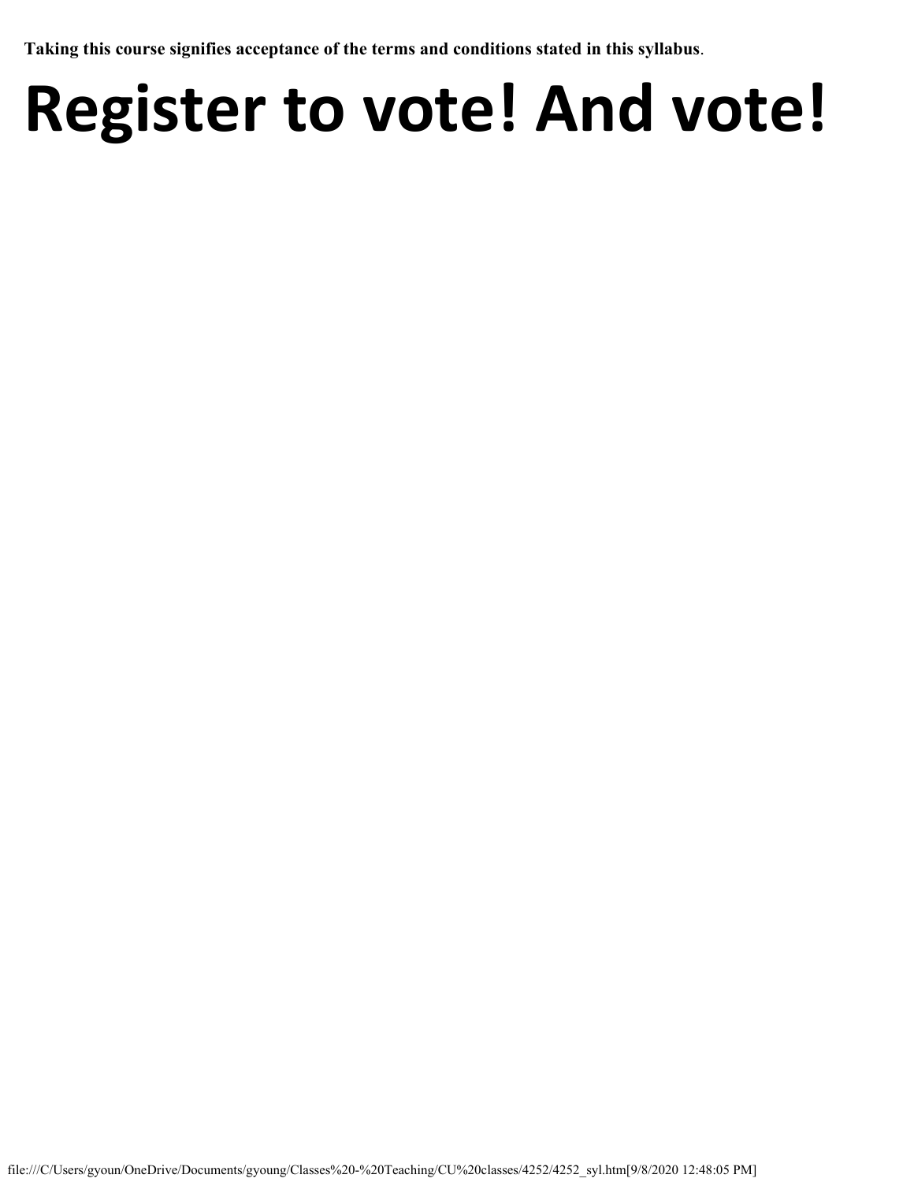**Taking this course signifies acceptance of the terms and conditions stated in this syllabus**.

# Register to vote! And vote!